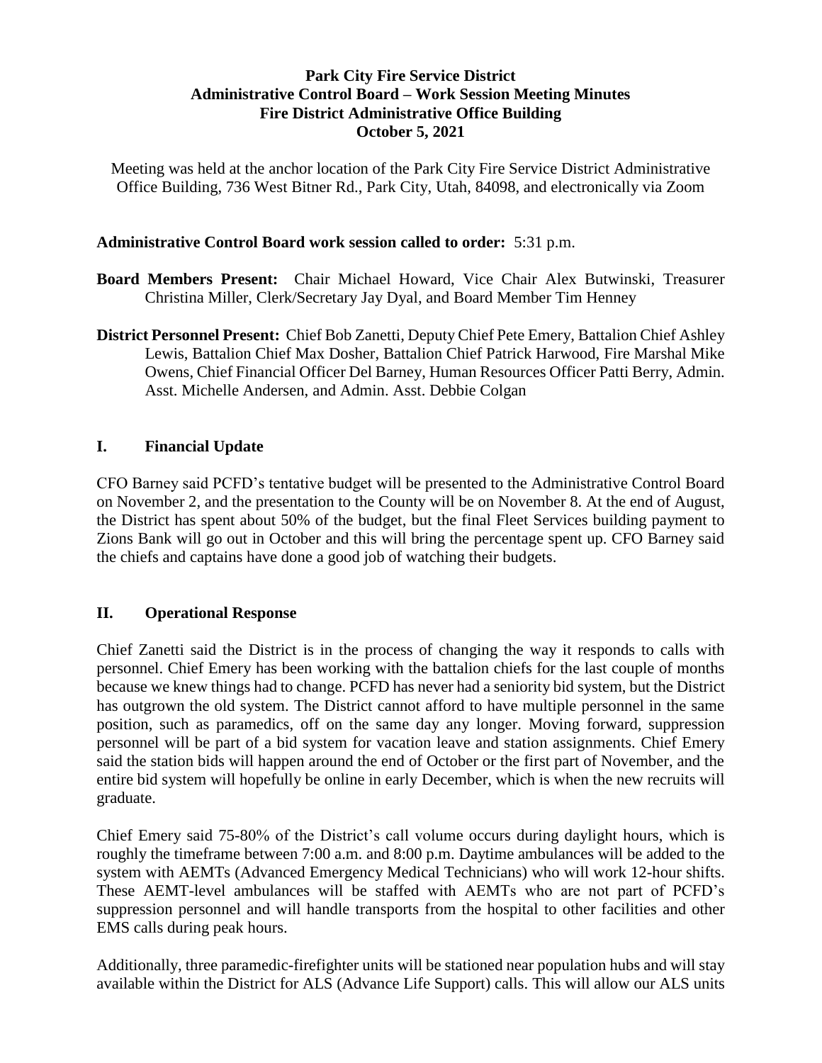**Park City Fire Service District**
**Administrative Control Board – Work Session Meeting Minutes**
**Fire District Administrative Office Building**
**October 5, 2021**

Meeting was held at the anchor location of the Park City Fire Service District Administrative Office Building, 736 West Bitner Rd., Park City, Utah, 84098, and electronically via Zoom

**Administrative Control Board work session called to order:** 5:31 p.m.

**Board Members Present:** Chair Michael Howard, Vice Chair Alex Butwinski, Treasurer Christina Miller, Clerk/Secretary Jay Dyal, and Board Member Tim Henney

**District Personnel Present:** Chief Bob Zanetti, Deputy Chief Pete Emery, Battalion Chief Ashley Lewis, Battalion Chief Max Dosher, Battalion Chief Patrick Harwood, Fire Marshal Mike Owens, Chief Financial Officer Del Barney, Human Resources Officer Patti Berry, Admin. Asst. Michelle Andersen, and Admin. Asst. Debbie Colgan

## I. Financial Update

CFO Barney said PCFD's tentative budget will be presented to the Administrative Control Board on November 2, and the presentation to the County will be on November 8. At the end of August, the District has spent about 50% of the budget, but the final Fleet Services building payment to Zions Bank will go out in October and this will bring the percentage spent up. CFO Barney said the chiefs and captains have done a good job of watching their budgets.

## II. Operational Response

Chief Zanetti said the District is in the process of changing the way it responds to calls with personnel. Chief Emery has been working with the battalion chiefs for the last couple of months because we knew things had to change. PCFD has never had a seniority bid system, but the District has outgrown the old system. The District cannot afford to have multiple personnel in the same position, such as paramedics, off on the same day any longer. Moving forward, suppression personnel will be part of a bid system for vacation leave and station assignments. Chief Emery said the station bids will happen around the end of October or the first part of November, and the entire bid system will hopefully be online in early December, which is when the new recruits will graduate.

Chief Emery said 75-80% of the District's call volume occurs during daylight hours, which is roughly the timeframe between 7:00 a.m. and 8:00 p.m. Daytime ambulances will be added to the system with AEMTs (Advanced Emergency Medical Technicians) who will work 12-hour shifts. These AEMT-level ambulances will be staffed with AEMTs who are not part of PCFD's suppression personnel and will handle transports from the hospital to other facilities and other EMS calls during peak hours.

Additionally, three paramedic-firefighter units will be stationed near population hubs and will stay available within the District for ALS (Advance Life Support) calls. This will allow our ALS units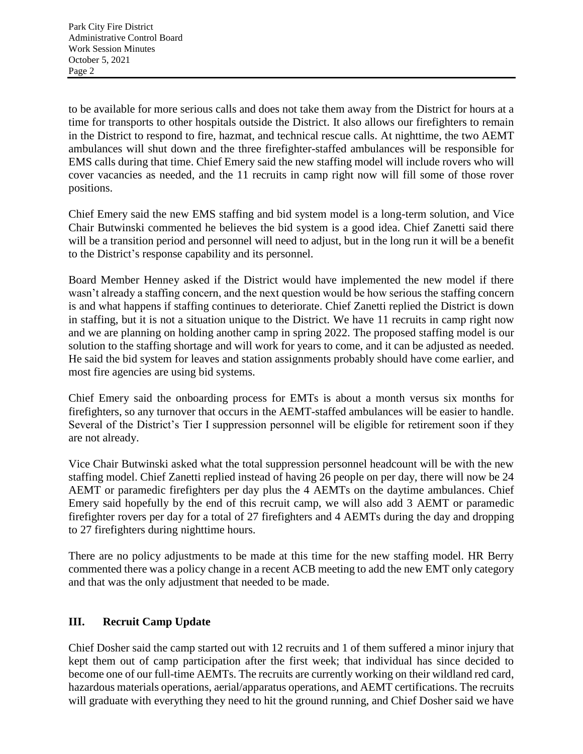to be available for more serious calls and does not take them away from the District for hours at a time for transports to other hospitals outside the District. It also allows our firefighters to remain in the District to respond to fire, hazmat, and technical rescue calls. At nighttime, the two AEMT ambulances will shut down and the three firefighter-staffed ambulances will be responsible for EMS calls during that time. Chief Emery said the new staffing model will include rovers who will cover vacancies as needed, and the 11 recruits in camp right now will fill some of those rover positions.

Chief Emery said the new EMS staffing and bid system model is a long-term solution, and Vice Chair Butwinski commented he believes the bid system is a good idea. Chief Zanetti said there will be a transition period and personnel will need to adjust, but in the long run it will be a benefit to the District's response capability and its personnel.

Board Member Henney asked if the District would have implemented the new model if there wasn't already a staffing concern, and the next question would be how serious the staffing concern is and what happens if staffing continues to deteriorate. Chief Zanetti replied the District is down in staffing, but it is not a situation unique to the District. We have 11 recruits in camp right now and we are planning on holding another camp in spring 2022. The proposed staffing model is our solution to the staffing shortage and will work for years to come, and it can be adjusted as needed. He said the bid system for leaves and station assignments probably should have come earlier, and most fire agencies are using bid systems.

Chief Emery said the onboarding process for EMTs is about a month versus six months for firefighters, so any turnover that occurs in the AEMT-staffed ambulances will be easier to handle. Several of the District's Tier I suppression personnel will be eligible for retirement soon if they are not already.

Vice Chair Butwinski asked what the total suppression personnel headcount will be with the new staffing model. Chief Zanetti replied instead of having 26 people on per day, there will now be 24 AEMT or paramedic firefighters per day plus the 4 AEMTs on the daytime ambulances. Chief Emery said hopefully by the end of this recruit camp, we will also add 3 AEMT or paramedic firefighter rovers per day for a total of 27 firefighters and 4 AEMTs during the day and dropping to 27 firefighters during nighttime hours.

There are no policy adjustments to be made at this time for the new staffing model. HR Berry commented there was a policy change in a recent ACB meeting to add the new EMT only category and that was the only adjustment that needed to be made.

## III. Recruit Camp Update

Chief Dosher said the camp started out with 12 recruits and 1 of them suffered a minor injury that kept them out of camp participation after the first week; that individual has since decided to become one of our full-time AEMTs. The recruits are currently working on their wildland red card, hazardous materials operations, aerial/apparatus operations, and AEMT certifications. The recruits will graduate with everything they need to hit the ground running, and Chief Dosher said we have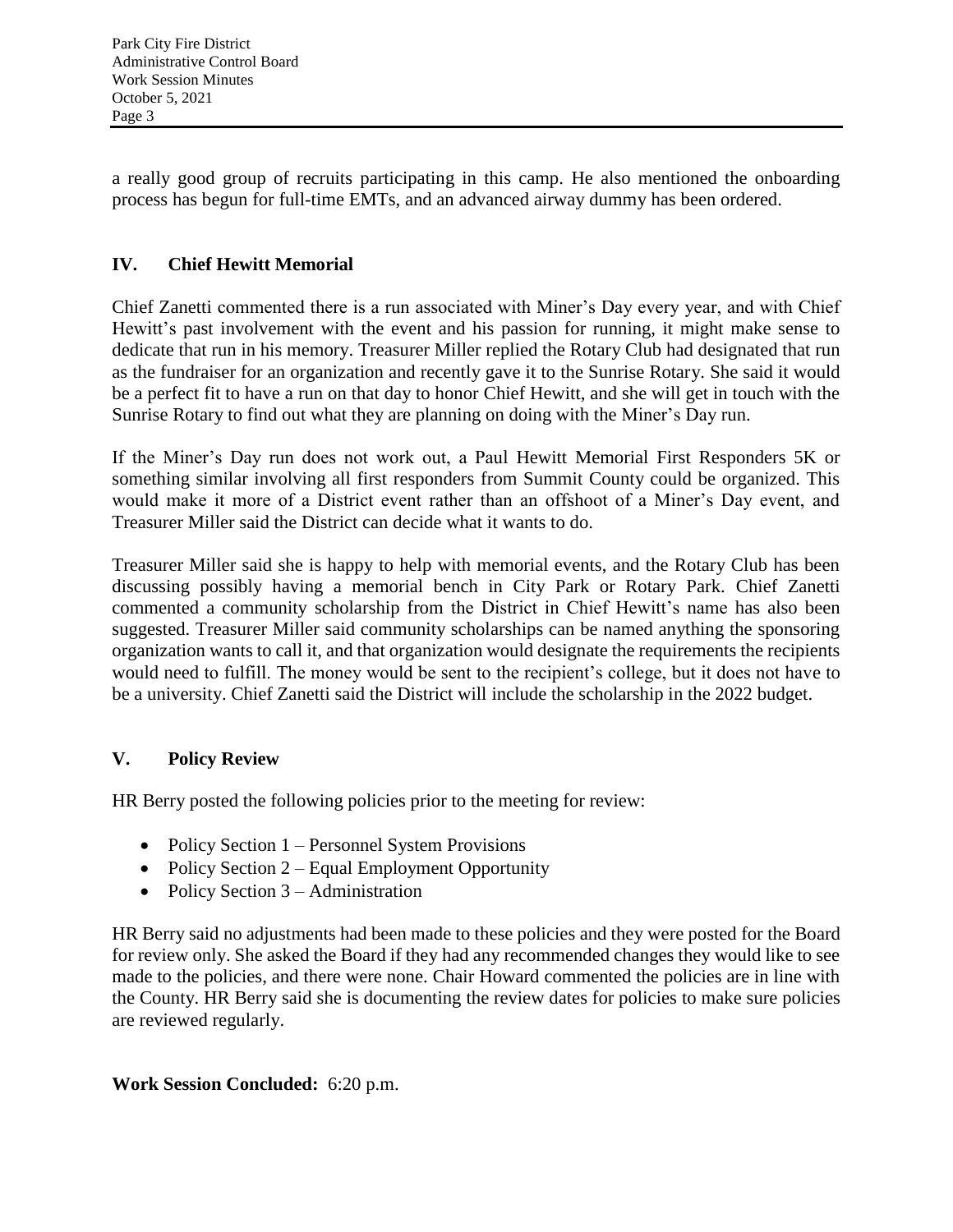a really good group of recruits participating in this camp. He also mentioned the onboarding process has begun for full-time EMTs, and an advanced airway dummy has been ordered.

## IV. Chief Hewitt Memorial

Chief Zanetti commented there is a run associated with Miner's Day every year, and with Chief Hewitt's past involvement with the event and his passion for running, it might make sense to dedicate that run in his memory. Treasurer Miller replied the Rotary Club had designated that run as the fundraiser for an organization and recently gave it to the Sunrise Rotary. She said it would be a perfect fit to have a run on that day to honor Chief Hewitt, and she will get in touch with the Sunrise Rotary to find out what they are planning on doing with the Miner's Day run.

If the Miner's Day run does not work out, a Paul Hewitt Memorial First Responders 5K or something similar involving all first responders from Summit County could be organized. This would make it more of a District event rather than an offshoot of a Miner's Day event, and Treasurer Miller said the District can decide what it wants to do.

Treasurer Miller said she is happy to help with memorial events, and the Rotary Club has been discussing possibly having a memorial bench in City Park or Rotary Park. Chief Zanetti commented a community scholarship from the District in Chief Hewitt's name has also been suggested. Treasurer Miller said community scholarships can be named anything the sponsoring organization wants to call it, and that organization would designate the requirements the recipients would need to fulfill. The money would be sent to the recipient's college, but it does not have to be a university. Chief Zanetti said the District will include the scholarship in the 2022 budget.

## V. Policy Review

HR Berry posted the following policies prior to the meeting for review:

- Policy Section 1 – Personnel System Provisions
- Policy Section 2 – Equal Employment Opportunity
- Policy Section 3 – Administration

HR Berry said no adjustments had been made to these policies and they were posted for the Board for review only. She asked the Board if they had any recommended changes they would like to see made to the policies, and there were none. Chair Howard commented the policies are in line with the County. HR Berry said she is documenting the review dates for policies to make sure policies are reviewed regularly.

**Work Session Concluded:** 6:20 p.m.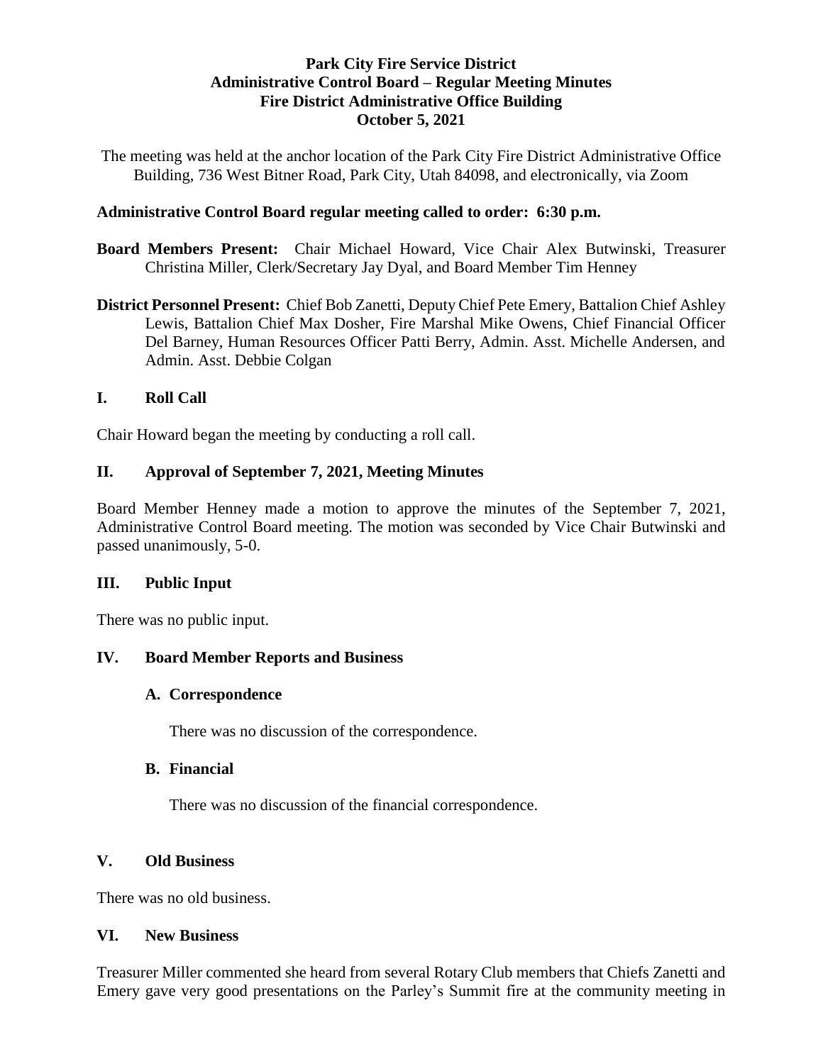# Park City Fire Service District
## Administrative Control Board – Regular Meeting Minutes
## Fire District Administrative Office Building
## October 5, 2021

The meeting was held at the anchor location of the Park City Fire District Administrative Office Building, 736 West Bitner Road, Park City, Utah 84098, and electronically, via Zoom

**Administrative Control Board regular meeting called to order: 6:30 p.m.**

**Board Members Present:** Chair Michael Howard, Vice Chair Alex Butwinski, Treasurer Christina Miller, Clerk/Secretary Jay Dyal, and Board Member Tim Henney

**District Personnel Present:** Chief Bob Zanetti, Deputy Chief Pete Emery, Battalion Chief Ashley Lewis, Battalion Chief Max Dosher, Fire Marshal Mike Owens, Chief Financial Officer Del Barney, Human Resources Officer Patti Berry, Admin. Asst. Michelle Andersen, and Admin. Asst. Debbie Colgan

### I. Roll Call

Chair Howard began the meeting by conducting a roll call.

### II. Approval of September 7, 2021, Meeting Minutes

Board Member Henney made a motion to approve the minutes of the September 7, 2021, Administrative Control Board meeting. The motion was seconded by Vice Chair Butwinski and passed unanimously, 5-0.

### III. Public Input

There was no public input.

### IV. Board Member Reports and Business

#### A. Correspondence

There was no discussion of the correspondence.

#### B. Financial

There was no discussion of the financial correspondence.

### V. Old Business

There was no old business.

### VI. New Business

Treasurer Miller commented she heard from several Rotary Club members that Chiefs Zanetti and Emery gave very good presentations on the Parley's Summit fire at the community meeting in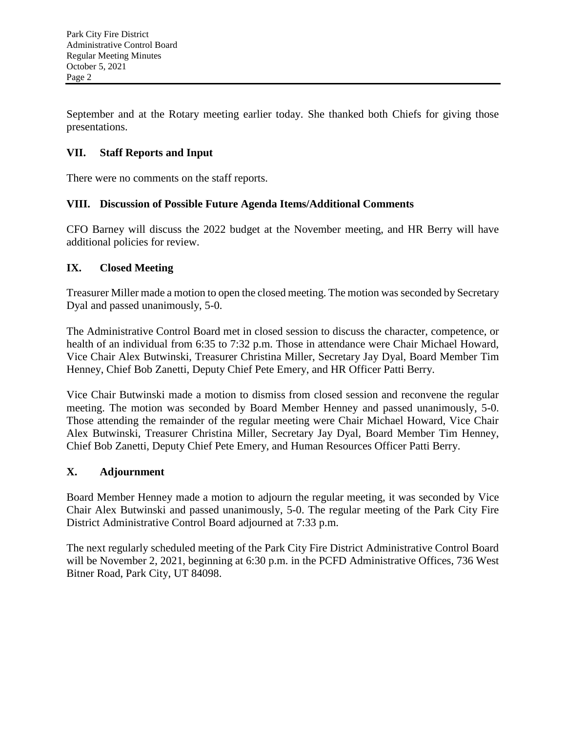September and at the Rotary meeting earlier today. She thanked both Chiefs for giving those presentations.

## VII. Staff Reports and Input

There were no comments on the staff reports.

## VIII. Discussion of Possible Future Agenda Items/Additional Comments

CFO Barney will discuss the 2022 budget at the November meeting, and HR Berry will have additional policies for review.

## IX. Closed Meeting

Treasurer Miller made a motion to open the closed meeting. The motion was seconded by Secretary Dyal and passed unanimously, 5-0.

The Administrative Control Board met in closed session to discuss the character, competence, or health of an individual from 6:35 to 7:32 p.m. Those in attendance were Chair Michael Howard, Vice Chair Alex Butwinski, Treasurer Christina Miller, Secretary Jay Dyal, Board Member Tim Henney, Chief Bob Zanetti, Deputy Chief Pete Emery, and HR Officer Patti Berry.

Vice Chair Butwinski made a motion to dismiss from closed session and reconvene the regular meeting. The motion was seconded by Board Member Henney and passed unanimously, 5-0. Those attending the remainder of the regular meeting were Chair Michael Howard, Vice Chair Alex Butwinski, Treasurer Christina Miller, Secretary Jay Dyal, Board Member Tim Henney, Chief Bob Zanetti, Deputy Chief Pete Emery, and Human Resources Officer Patti Berry.

## X. Adjournment

Board Member Henney made a motion to adjourn the regular meeting, it was seconded by Vice Chair Alex Butwinski and passed unanimously, 5-0. The regular meeting of the Park City Fire District Administrative Control Board adjourned at 7:33 p.m.

The next regularly scheduled meeting of the Park City Fire District Administrative Control Board will be November 2, 2021, beginning at 6:30 p.m. in the PCFD Administrative Offices, 736 West Bitner Road, Park City, UT 84098.